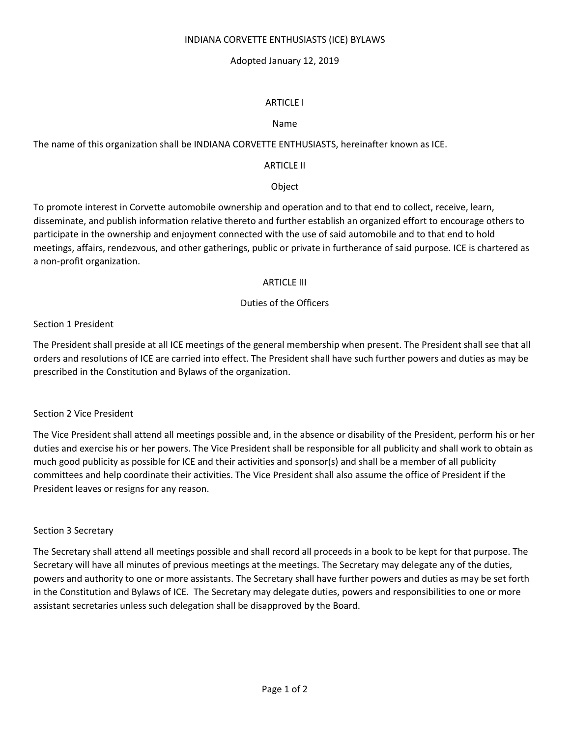# INDIANA CORVETTE ENTHUSIASTS (ICE) BYLAWS

Adopted January 12, 2019

## ARTICLE I

### Name

The name of this organization shall be INDIANA CORVETTE ENTHUSIASTS, hereinafter known as ICE.

## ARTICLE II

### Object

To promote interest in Corvette automobile ownership and operation and to that end to collect, receive, learn, disseminate, and publish information relative thereto and further establish an organized effort to encourage others to participate in the ownership and enjoyment connected with the use of said automobile and to that end to hold meetings, affairs, rendezvous, and other gatherings, public or private in furtherance of said purpose. ICE is chartered as a non-profit organization.

## ARTICLE III

### Duties of the Officers

#### Section 1 President

The President shall preside at all ICE meetings of the general membership when present. The President shall see that all orders and resolutions of ICE are carried into effect. The President shall have such further powers and duties as may be prescribed in the Constitution and Bylaws of the organization.

#### Section 2 Vice President

The Vice President shall attend all meetings possible and, in the absence or disability of the President, perform his or her duties and exercise his or her powers. The Vice President shall be responsible for all publicity and shall work to obtain as much good publicity as possible for ICE and their activities and sponsor(s) and shall be a member of all publicity committees and help coordinate their activities. The Vice President shall also assume the office of President if the President leaves or resigns for any reason.

#### Section 3 Secretary

The Secretary shall attend all meetings possible and shall record all proceeds in a book to be kept for that purpose. The Secretary will have all minutes of previous meetings at the meetings. The Secretary may delegate any of the duties, powers and authority to one or more assistants. The Secretary shall have further powers and duties as may be set forth in the Constitution and Bylaws of ICE. The Secretary may delegate duties, powers and responsibilities to one or more assistant secretaries unless such delegation shall be disapproved by the Board.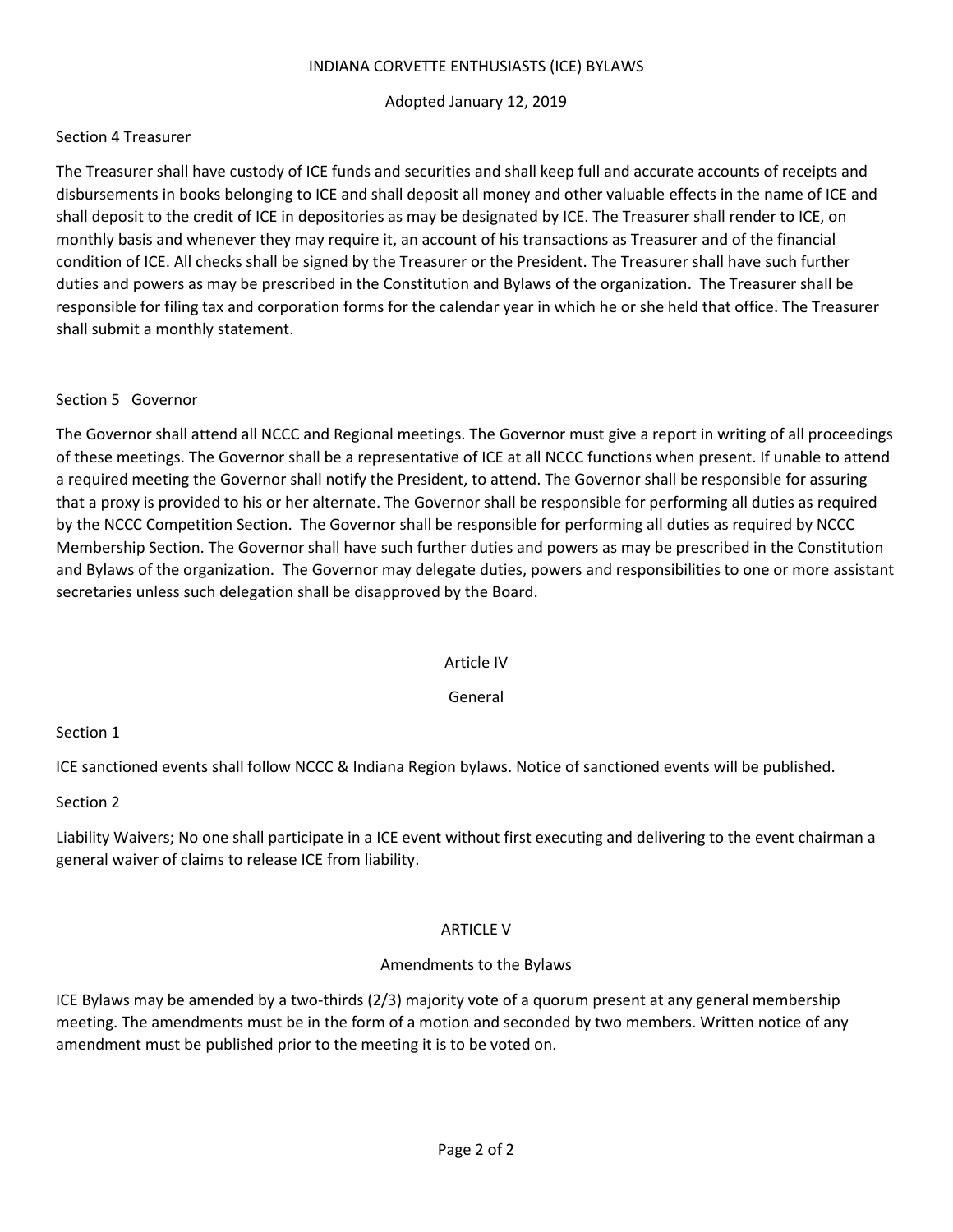INDIANA CORVETTE ENTHUSIASTS (ICE) BYLAWS

Adopted January 12, 2019

Section 4 Treasurer

The Treasurer shall have custody of ICE funds and securities and shall keep full and accurate accounts of receipts and disbursements in books belonging to ICE and shall deposit all money and other valuable effects in the name of ICE and shall deposit to the credit of ICE in depositories as may be designated by ICE. The Treasurer shall render to ICE, on monthly basis and whenever they may require it, an account of his transactions as Treasurer and of the financial condition of ICE. All checks shall be signed by the Treasurer or the President. The Treasurer shall have such further duties and powers as may be prescribed in the Constitution and Bylaws of the organization. The Treasurer shall be responsible for filing tax and corporation forms for the calendar year in which he or she held that office. The Treasurer shall submit a monthly statement.

Section 5 Governor

The Governor shall attend all NCCC and Regional meetings. The Governor must give a report in writing of all proceedings of these meetings. The Governor shall be a representative of ICE at all NCCC functions when present. If unable to attend a required meeting the Governor shall notify the President, to attend. The Governor shall be responsible for assuring that a proxy is provided to his or her alternate. The Governor shall be responsible for performing all duties as required by the NCCC Competition Section. The Governor shall be responsible for performing all duties as required by NCCC Membership Section. The Governor shall have such further duties and powers as may be prescribed in the Constitution and Bylaws of the organization. The Governor may delegate duties, powers and responsibilities to one or more assistant secretaries unless such delegation shall be disapproved by the Board.

## Article IV

## General

Section 1

ICE sanctioned events shall follow NCCC & Indiana Region bylaws. Notice of sanctioned events will be published.

Section 2

Liability Waivers; No one shall participate in a ICE event without first executing and delivering to the event chairman a general waiver of claims to release ICE from liability.

## ARTICLE V

## Amendments to the Bylaws

ICE Bylaws may be amended by a two-thirds (2/3) majority vote of a quorum present at any general membership meeting. The amendments must be in the form of a motion and seconded by two members. Written notice of any amendment must be published prior to the meeting it is to be voted on.